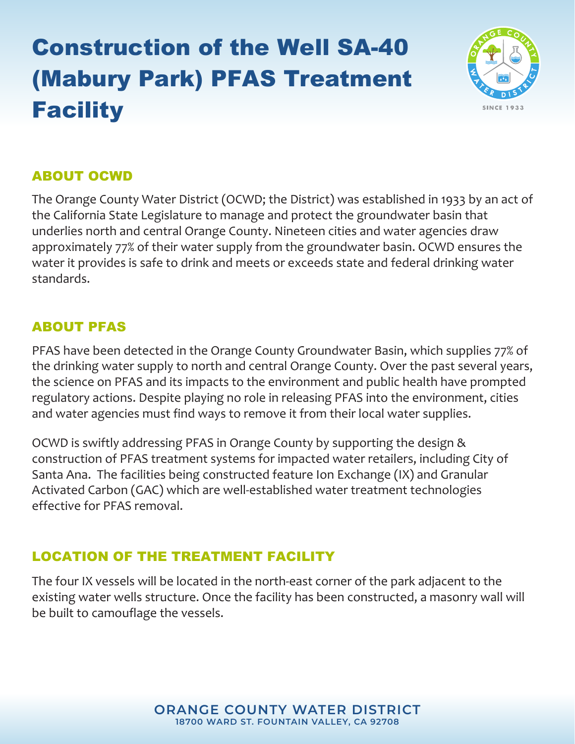# Construction of the Well SA-40 (Mabury Park) PFAS Treatment Facility

## ABOUT OCWD

The Orange County Water District (OCWD; the District) was established in 1933 by an act of the California State Legislature to manage and protect the groundwater basin that underlies north and central Orange County. Nineteen cities and water agencies draw approximately 77% of their water supply from the groundwater basin. OCWD ensures the water it provides is safe to drink and meets or exceeds state and federal drinking water standards.

## ABOUT PFAS

PFAS have been detected in the Orange County Groundwater Basin, which supplies 77% of the drinking water supply to north and central Orange County. Over the past several years, the science on PFAS and its impacts to the environment and public health have prompted regulatory actions. Despite playing no role in releasing PFAS into the environment, cities and water agencies must find ways to remove it from their local water supplies.

OCWD is swiftly addressing PFAS in Orange County by supporting the design & construction of PFAS treatment systems for impacted water retailers, including City of Santa Ana. The facilities being constructed feature Ion Exchange (IX) and Granular Activated Carbon (GAC) which are well-established water treatment technologies effective for PFAS removal.

## LOCATION OF THE TREATMENT FACILITY

The four IX vessels will be located in the north-east corner of the park adjacent to the existing water wells structure. Once the facility has been constructed, a masonry wall will be built to camouflage the vessels.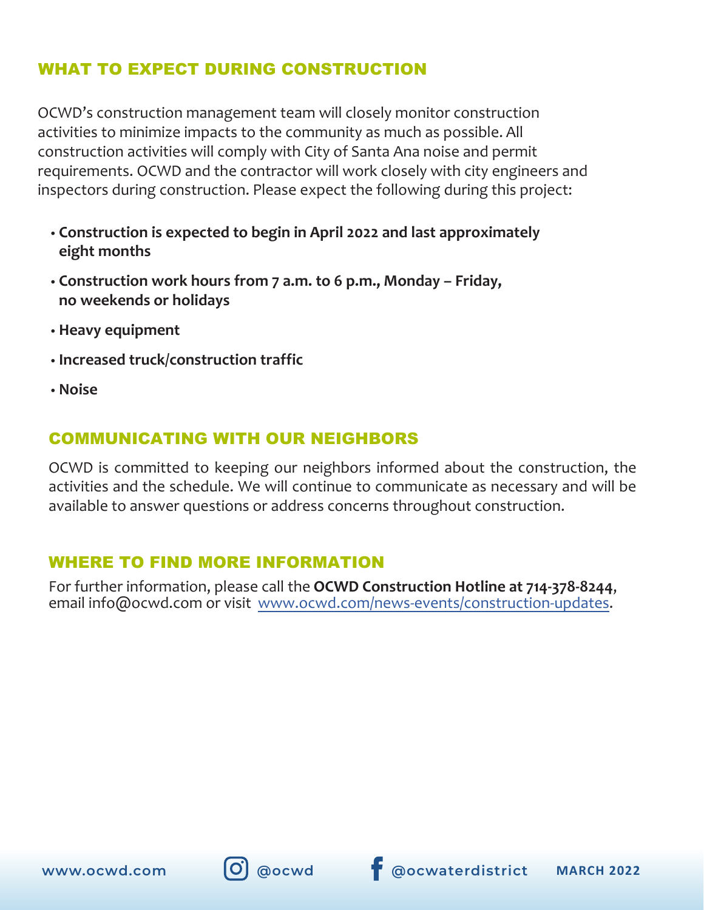## WHAT TO EXPECT DURING CONSTRUCTION

OCWD's construction management team will closely monitor construction activities to minimize impacts to the community as much as possible. All construction activities will comply with City of Santa Ana noise and permit requirements. OCWD and the contractor will work closely with city engineers and inspectors during construction. Please expect the following during this project:

- **Construction is expected to begin in April 2022 and last approximately eight months**
- **Construction work hours from 7 a.m. to 6 p.m., Monday – Friday, no weekends or holidays**
- **Heavy equipment**
- **Increased truck/construction traffic**
- **Noise**

## COMMUNICATING WITH OUR NEIGHBORS

OCWD is committed to keeping our neighbors informed about the construction, the activities and the schedule. We will continue to communicate as necessary and will be available to answer questions or address concerns throughout construction.

## WHERE TO FIND MORE INFORMATION

For further information, please call the **OCWD Construction Hotline at 714-378-8244**, email info@ocwd.com or visit www.ocwd.com/news-events/construction-updates.

www.ocwd.com @ocwd @ocwaterdistrict **MARCH 2022**